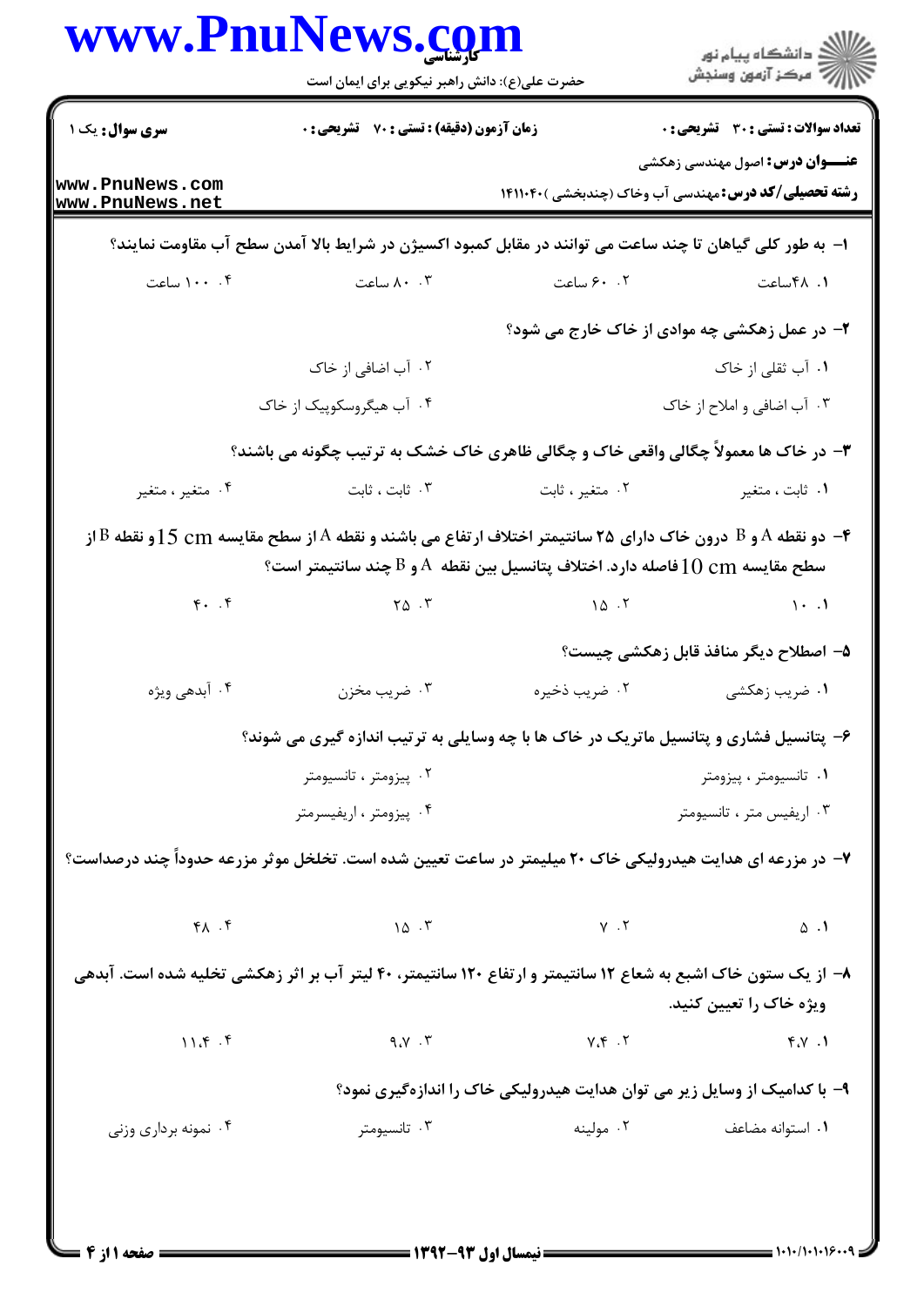**سری سوال:** یک ۱

**زمان آزمون (دقیقه) : تستی : ۷۰ تشریحی : ۰**

**تعداد سوالات : تستی : ۳۰ تشریحی : ۰**

**عنـــوان درس:** اصول مهندسی زهکشی

**رشته تحصیلی/کد درس:** مهندسی آب وخاک (چندبخشی )۱۴۱۱۰۴۰

**۱- به طور کلی گیاهان تا چند ساعت می توانند در مقابل کمبود اکسیژن در شرایط بالا آمدن سطح آب مقاومت نمایند؟**

۱. ۴۸ساعت
۲. ۶۰ ساعت
۳. ۸۰ ساعت
۴. ۱۰۰ ساعت

**۲- در عمل زهکشی چه موادی از خاک خارج می شود؟**

۱. آب ثقلی از خاک
۲. آب اضافی از خاک
۳. آب اضافی و املاح از خاک
۴. آب هیگروسکوپیک از خاک

**۳- در خاک ها معمولاً چگالی واقعی خاک و چگالی ظاهری خاک خشک به ترتیب چگونه می باشند؟**

۱. ثابت ، متغیر
۲. متغیر ، ثابت
۳. ثابت ، ثابت
۴. متغیر ، متغیر

**۴- دو نقطه A و B درون خاک دارای ۲۵ سانتیمتر اختلاف ارتفاع می باشند و نقطه A از سطح مقایسه $15\ cm$ و نقطه B از سطح مقایسه $10\ cm$ فاصله دارد. اختلاف پتانسیل بین نقطه A و B چند سانتیمتر است؟**

۱. ۱۰
۲. ۱۵
۳. ۲۵
۴. ۴۰

**۵- اصطلاح دیگر منافذ قابل زهکشی چیست؟**

۱. ضریب زهکشی
۲. ضریب ذخیره
۳. ضریب مخزن
۴. آبدهی ویژه

**۶- پتانسیل فشاری و پتانسیل ماتریک در خاک ها با چه وسایلی به ترتیب اندازه گیری می شوند؟**

۱. تانسیومتر ، پیزومتر
۲. پیزومتر ، تانسیومتر
۳. اریفیس متر ، تانسیومتر
۴. پیزومتر ، اریفیسرمتر

**۷- در مزرعه ای هدایت هیدرولیکی خاک ۲۰ میلیمتر در ساعت تعیین شده است. تخلخل موثر مزرعه حدوداً چند درصداست؟**

۱. ۵
۲. ۷
۳. ۱۵
۴. ۴۸

**۸- از یک ستون خاک اشبع به شعاع ۱۲ سانتیمتر و ارتفاع ۱۲۰ سانتیمتر، ۴۰ لیتر آب بر اثر زهکشی تخلیه شده است. آبدهی ویژه خاک را تعیین کنید.**

۱. ۴.۷
۲. ۷.۴
۳. ۹.۷
۴. ۱۱.۴

**۹- با کدامیک از وسایل زیر می توان هدایت هیدرولیکی خاک را اندازه‌گیری نمود؟**

۱. استوانه مضاعف
۲. مولینه
۳. تانسیومتر
۴. نمونه برداری وزنی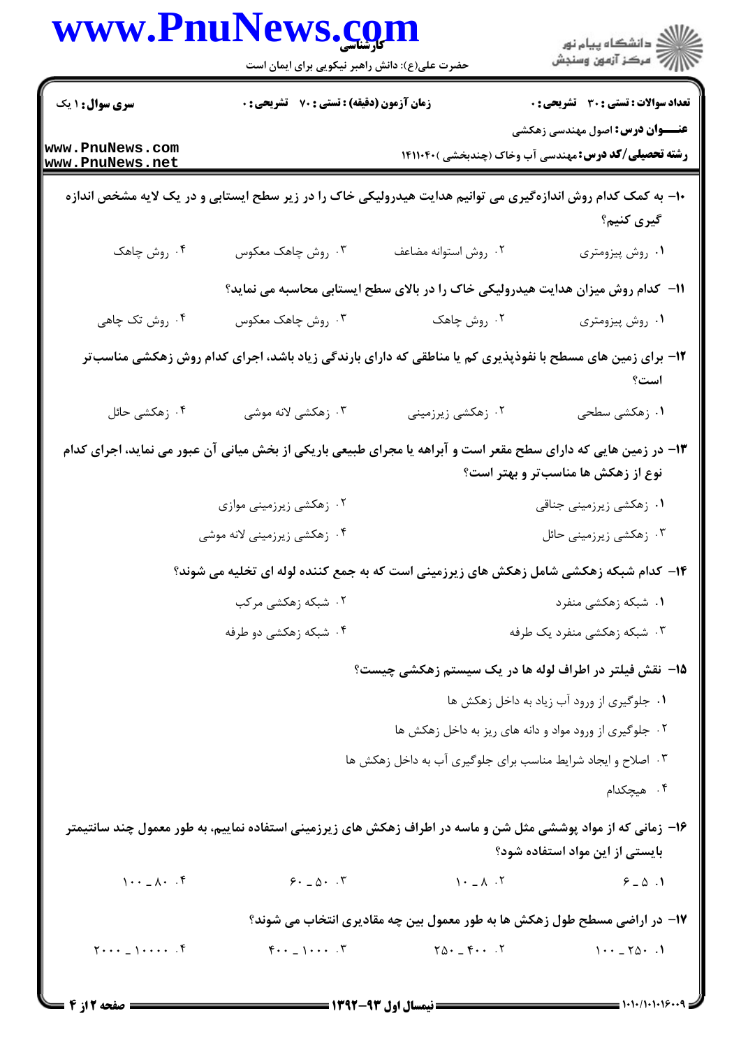۱۰- به کمک کدام روش اندازه‌گیری می توانیم هدایت هیدرولیکی خاک را در زیر سطح ایستابی و در یک لایه مشخص اندازه گیری کنیم؟

۱. روش پیزومتری
۲. روش استوانه مضاعف
۳. روش چاهک معکوس
۴. روش چاهک

۱۱- کدام روش میزان هدایت هیدرولیکی خاک را در بالای سطح ایستابی محاسبه می نماید؟

۱. روش پیزومتری
۲. روش چاهک
۳. روش چاهک معکوس
۴. روش تک چاهی

۱۲- برای زمین های مسطح با نفوذپذیری کم یا مناطقی که دارای بارندگی زیاد باشد، اجرای کدام روش زهکشی مناسب‌تر است؟

۱. زهکشی سطحی
۲. زهکشی زیرزمینی
۳. زهکشی لانه موشی
۴. زهکشی حائل

۱۳- در زمین هایی که دارای سطح مقعر است و آبراهه یا مجرای طبیعی باریکی از بخش میانی آن عبور می نماید، اجرای کدام نوع از زهکش ها مناسب‌تر و بهتر است؟

۱. زهکشی زیرزمینی جناقی
۲. زهکشی زیرزمینی موازی
۳. زهکشی زیرزمینی حائل
۴. زهکشی زیرزمینی لانه موشی

۱۴- کدام شبکه زهکشی شامل زهکش های زیرزمینی است که به جمع کننده لوله ای تخلیه می شوند؟

۱. شبکه زهکشی منفرد
۲. شبکه زهکشی مرکب
۳. شبکه زهکشی منفرد یک طرفه
۴. شبکه زهکشی دو طرفه

۱۵- نقش فیلتر در اطراف لوله ها در یک سیستم زهکشی چیست؟

۱. جلوگیری از ورود آب زیاد به داخل زهکش ها
۲. جلوگیری از ورود مواد و دانه های ریز به داخل زهکش ها
۳. اصلاح و ایجاد شرایط مناسب برای جلوگیری آب به داخل زهکش ها
۴. هیچکدام

۱۶- زمانی که از مواد پوششی مثل شن و ماسه در اطراف زهکش های زیرزمینی استفاده نماییم، به طور معمول چند سانتیمتر بایستی از این مواد استفاده شود؟

۱. ۶ - ۵
۲. ۱۰ - ۸
۳. ۶۰ - ۵۰
۴. ۱۰۰ - ۸۰

۱۷- در اراضی مسطح طول زهکش ها به طور معمول بین چه مقادیری انتخاب می شوند؟

۱. ۲۵۰ - ۱۰۰
۲. ۴۰۰ - ۲۵۰
۳. ۱۰۰۰ - ۴۰۰
۴. ۱۰۰۰۰ - ۲۰۰۰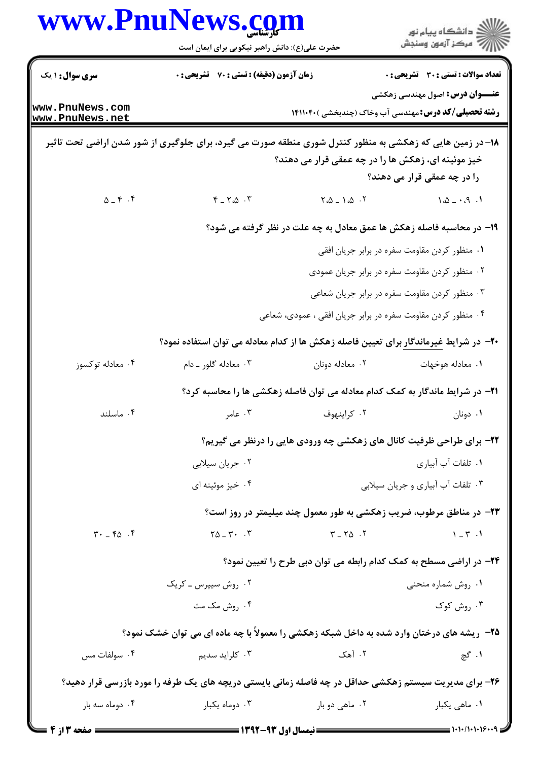۱۸- در زمین هایی که زهکشی به منظور کنترل شوری منطقه صورت می گیرد، برای جلوگیری از شور شدن اراضی تحت تاثیر خیز موئینه ای، زهکش ها را در چه عمقی قرار می دهند؟

را در چه عمقی قرار می دهند؟

۱. ۰.۹ - ۱.۵
۲. ۱.۵ - ۲.۵
۳. ۲.۵ - ۴
۴. ۴ - ۵

۱۹- در محاسبه فاصله زهکش ها عمق معادل به چه علت در نظر گرفته می شود؟

۱. منظور کردن مقاومت سفره در برابر جریان افقی
۲. منظور کردن مقاومت سفره در برابر جریان عمودی
۳. منظور کردن مقاومت سفره در برابر جریان شعاعی
۴. منظور کردن مقاومت سفره در برابر جریان افقی ، عمودی، شعاعی

۲۰- در شرایط غیرماندگار برای تعیین فاصله زهکش ها از کدام معادله می توان استفاده نمود؟

۱. معادله هوخهات
۲. معادله دونان
۳. معادله گلور ـ دام
۴. معادله توکسوز

۲۱- در شرایط ماندگار به کمک کدام معادله می توان فاصله زهکشی ها را محاسبه کرد؟

۱. دونان
۲. کراینهوف
۳. عامر
۴. ماسلند

۲۲- برای طراحی ظرفیت کانال های زهکشی چه ورودی هایی را درنظر می گیریم؟

۱. تلفات آب آبیاری
۲. جریان سیلابی
۳. تلفات آب آبیاری و جریان سیلابی
۴. خیز موئینه ای

۲۳- در مناطق مرطوب، ضریب زهکشی به طور معمول چند میلیمتر در روز است؟

۱. ۱ - ۳
۲. ۳ - ۲۵
۳. ۲۵ - ۳۰
۴. ۳۰ - ۴۵

۲۴- در اراضی مسطح به کمک کدام رابطه می توان دبی طرح را تعیین نمود؟

۱. روش شماره منحنی
۲. روش سیپرس ـ کریک
۳. روش کوک
۴. روش مک مث

۲۵- ریشه های درختان وارد شده به داخل شبکه زهکشی را معمولاً با چه ماده ای می توان خشک نمود؟

۱. گچ
۲. آهک
۳. کلراید سدیم
۴. سولفات مس

۲۶- برای مدیریت سیستم زهکشی حداقل در چه فاصله زمانی بایستی دریچه های یک طرفه را مورد بازرسی قرار دهید؟

۱. ماهی یکبار
۲. ماهی دو بار
۳. دوماه یکبار
۴. دوماه سه بار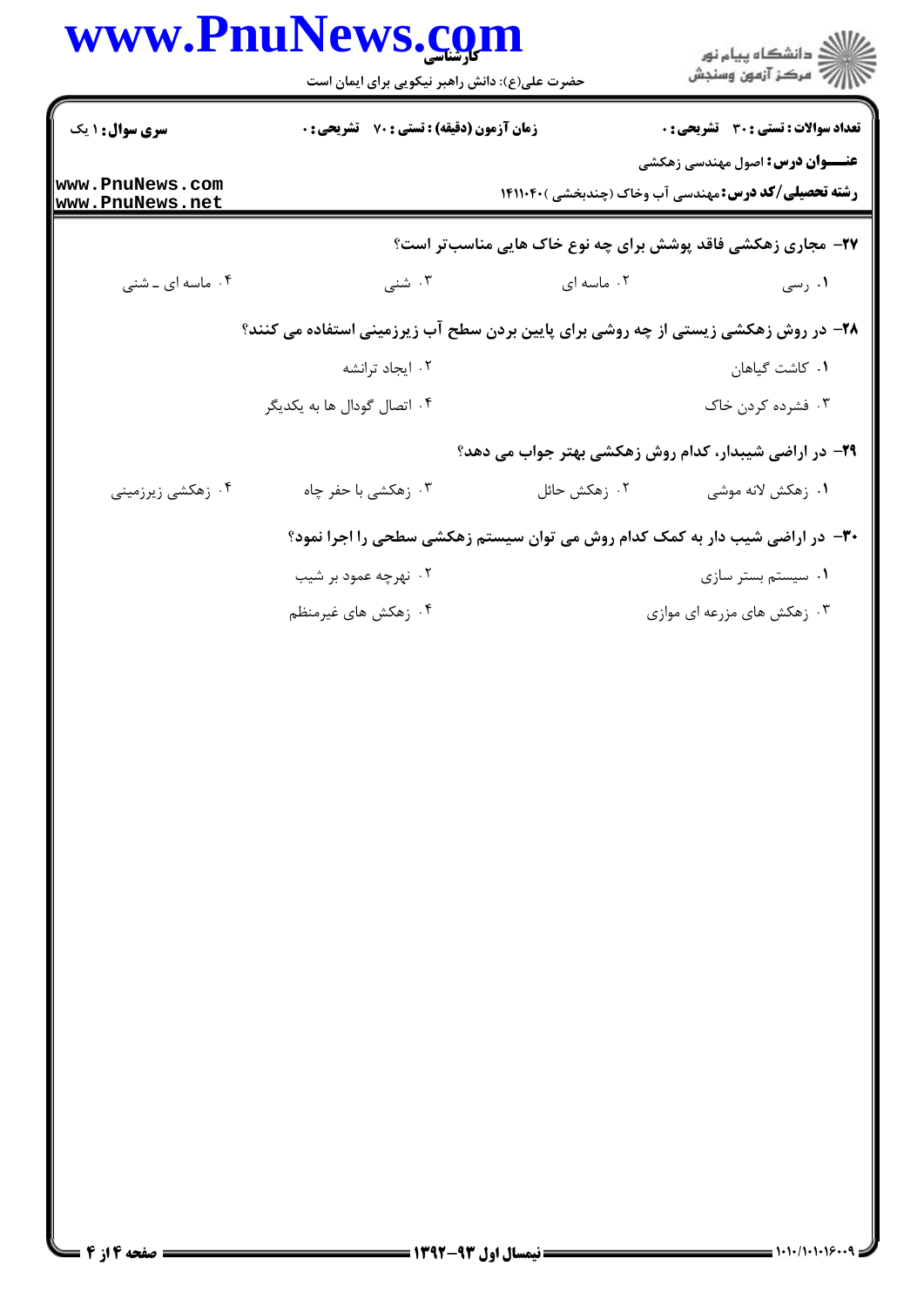**۲۷- مجاری زهکشی فاقد پوشش برای چه نوع خاک هایی مناسب‌تر است؟**

۱. رسی

۲. ماسه ای

۳. شنی

۴. ماسه ای ـ شنی

**۲۸- در روش زهکشی زیستی از چه روشی برای پایین بردن سطح آب زیرزمینی استفاده می کنند؟**

۱. کاشت گیاهان

۲. ایجاد ترانشه

۳. فشرده کردن خاک

۴. اتصال گودال ها به یکدیگر

**۲۹- در اراضی شیبدار، کدام روش زهکشی بهتر جواب می دهد؟**

۱. زهکش لانه موشی

۲. زهکش حائل

۳. زهکشی با حفر چاه

۴. زهکشی زیرزمینی

**۳۰- در اراضی شیب دار به کمک کدام روش می توان سیستم زهکشی سطحی را اجرا نمود؟**

۱. سیستم بستر سازی

۲. نهرچه عمود بر شیب

۳. زهکش های مزرعه ای موازی

۴. زهکش های غیرمنظم